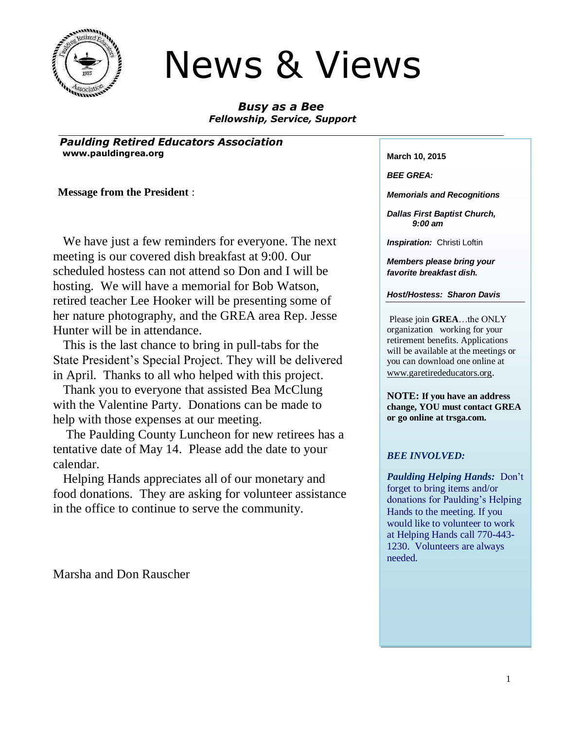# News & Views

***Busy as a Bee***
***Fellowship, Service, Support***

***Paulding Retired Educators Association***
**www.pauldingrea.org**

**Message from the President** :

We have just a few reminders for everyone. The next meeting is our covered dish breakfast at 9:00. Our scheduled hostess can not attend so Don and I will be hosting. We will have a memorial for Bob Watson, retired teacher Lee Hooker will be presenting some of her nature photography, and the GREA area Rep. Jesse Hunter will be in attendance.

This is the last chance to bring in pull-tabs for the State President's Special Project. They will be delivered in April. Thanks to all who helped with this project.

Thank you to everyone that assisted Bea McClung with the Valentine Party. Donations can be made to help with those expenses at our meeting.

The Paulding County Luncheon for new retirees has a tentative date of May 14. Please add the date to your calendar.

Helping Hands appreciates all of our monetary and food donations. They are asking for volunteer assistance in the office to continue to serve the community.

Marsha and Don Rauscher

**March 10, 2015**

***BEE GREA:***

***Memorials and Recognitions***

***Dallas First Baptist Church, 9:00 am***

***Inspiration:*** Christi Loftin

***Members please bring your favorite breakfast dish.***

***Host/Hostess: Sharon Davis***

Please join **GREA**…the ONLY organization working for your retirement benefits. Applications will be available at the meetings or you can download one online at www.garetirededucators.org.

**NOTE: If you have an address change, YOU must contact GREA or go online at trsga.com.**

***BEE INVOLVED:***

***Paulding Helping Hands:*** Don't forget to bring items and/or donations for Paulding's Helping Hands to the meeting. If you would like to volunteer to work at Helping Hands call 770-443-1230. Volunteers are always needed.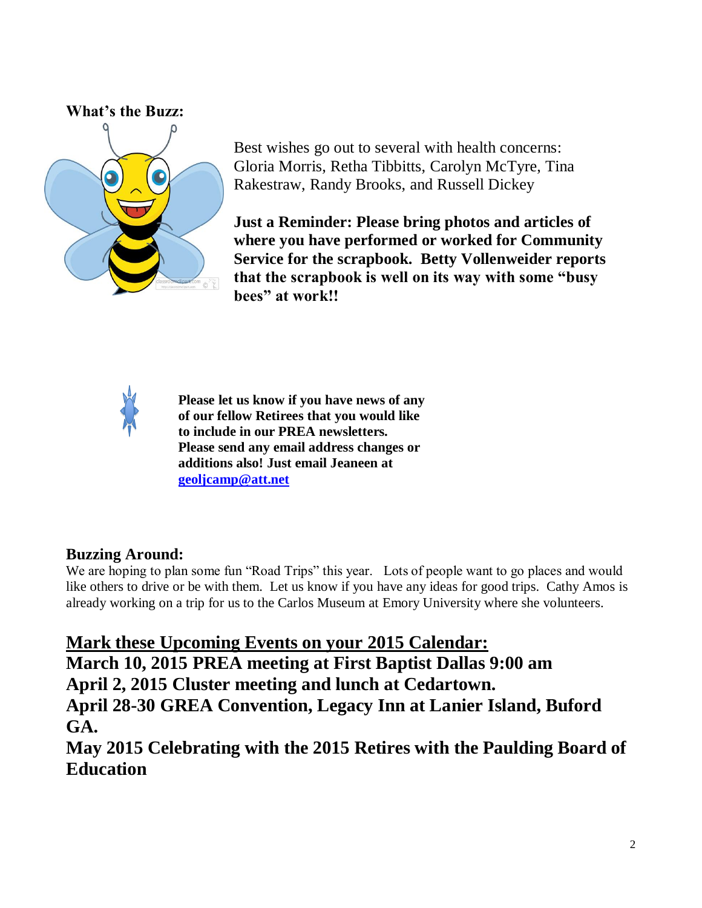**What's the Buzz:**

Best wishes go out to several with health concerns: Gloria Morris, Retha Tibbitts, Carolyn McTyre, Tina Rakestraw, Randy Brooks, and Russell Dickey

**Just a Reminder: Please bring photos and articles of where you have performed or worked for Community Service for the scrapbook. Betty Vollenweider reports that the scrapbook is well on its way with some "busy bees" at work!!**

**Please let us know if you have news of any of our fellow Retirees that you would like to include in our PREA newsletters. Please send any email address changes or additions also! Just email Jeaneen at [geoljcamp@att.net](mailto:geoljcamp@att.net)**

**Buzzing Around:**

We are hoping to plan some fun "Road Trips" this year. Lots of people want to go places and would like others to drive or be with them. Let us know if you have any ideas for good trips. Cathy Amos is already working on a trip for us to the Carlos Museum at Emory University where she volunteers.

**Mark these Upcoming Events on your 2015 Calendar:**

**March 10, 2015 PREA meeting at First Baptist Dallas 9:00 am**
**April 2, 2015 Cluster meeting and lunch at Cedartown.**
**April 28-30 GREA Convention, Legacy Inn at Lanier Island, Buford GA.**
**May 2015 Celebrating with the 2015 Retires with the Paulding Board of Education**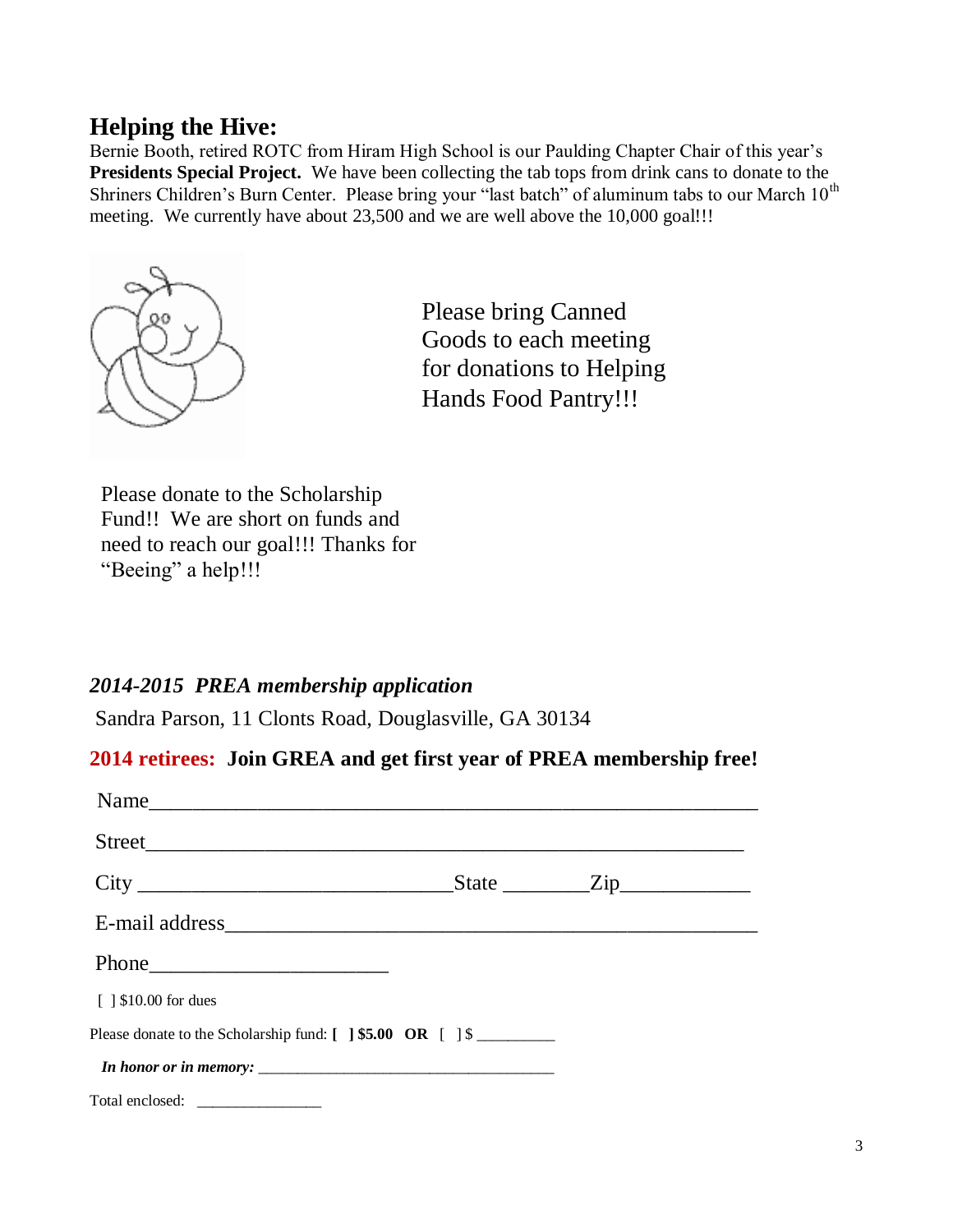## Helping the Hive:

Bernie Booth, retired ROTC from Hiram High School is our Paulding Chapter Chair of this year's **Presidents Special Project.** We have been collecting the tab tops from drink cans to donate to the Shriners Children's Burn Center. Please bring your "last batch" of aluminum tabs to our March 10th meeting. We currently have about 23,500 and we are well above the 10,000 goal!!!

Please bring Canned Goods to each meeting for donations to Helping Hands Food Pantry!!!

Please donate to the Scholarship Fund!! We are short on funds and need to reach our goal!!! Thanks for "Beeing" a help!!!

### *2014-2015 PREA membership application*

Sandra Parson, 11 Clonts Road, Douglasville, GA 30134

**2014 retirees: Join GREA and get first year of PREA membership free!**

Name_______________________________________________________

Street______________________________________________________

City ____________________________State ________Zip____________

E-mail address_______________________________________________

Phone______________________

[ ] $10.00 for dues

Please donate to the Scholarship fund: **[ ] $5.00 OR** [ ] $ __________

***In honor or in memory:*** ____________________________________

Total enclosed: _______________